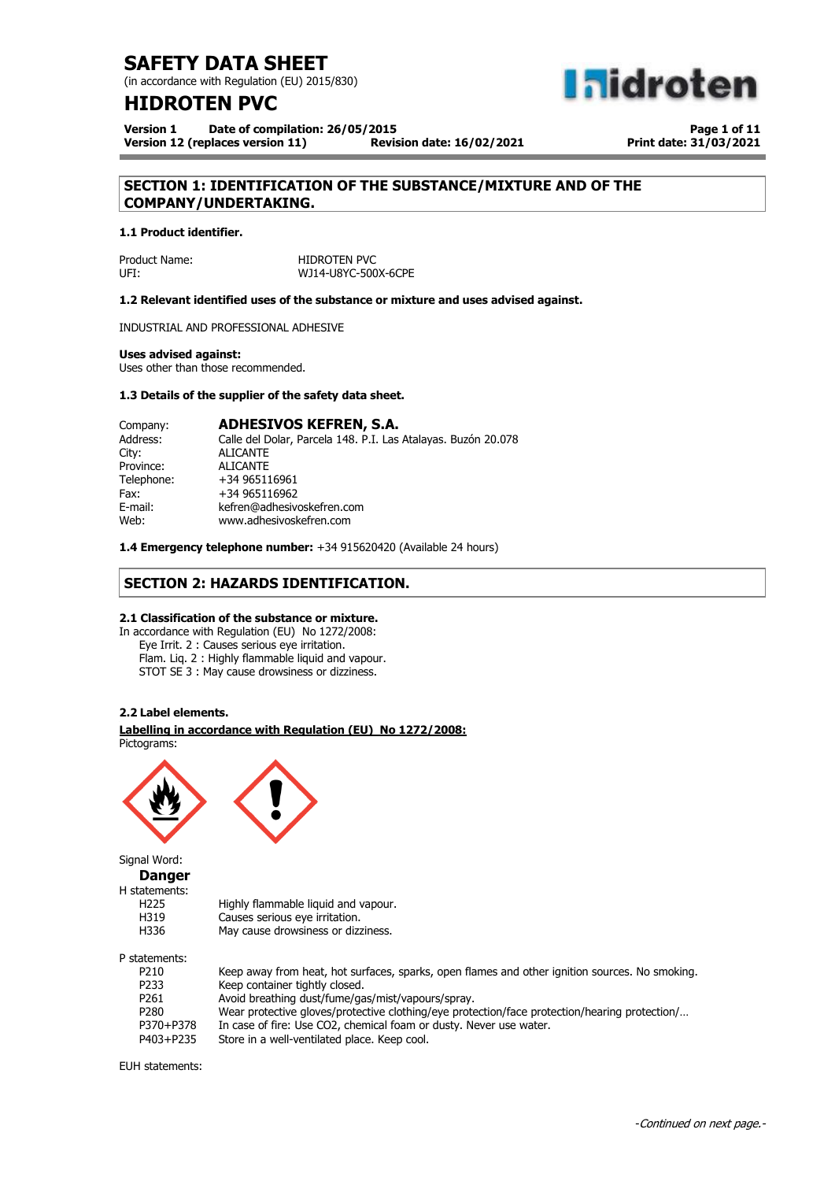# SAFETY DATA SHEET

(in accordance with Regulation (EU) 2015/830)

# HIDROTEN PVC

**Version 1 Date of compilation: 26/05/2015**
**Version 12 (replaces version 11) Revision date: 16/02/2021**
**Print date: 31/03/2021**

## SECTION 1: IDENTIFICATION OF THE SUBSTANCE/MIXTURE AND OF THE COMPANY/UNDERTAKING.

### 1.1 Product identifier.

| | |
|---|---|
| Product Name: | HIDROTEN PVC |
| UFI: | WJ14-U8YC-500X-6CPE |

### 1.2 Relevant identified uses of the substance or mixture and uses advised against.

INDUSTRIAL AND PROFESSIONAL ADHESIVE

**Uses advised against:**
Uses other than those recommended.

### 1.3 Details of the supplier of the safety data sheet.

| | |
|---|---|
| Company: | **ADHESIVOS KEFREN, S.A.** |
| Address: | Calle del Dolar, Parcela 148. P.I. Las Atalayas. Buzón 20.078 |
| City: | ALICANTE |
| Province: | ALICANTE |
| Telephone: | +34 965116961 |
| Fax: | +34 965116962 |
| E-mail: | kefren@adhesivoskefren.com |
| Web: | www.adhesivoskefren.com |

**1.4 Emergency telephone number:** +34 915620420 (Available 24 hours)

## SECTION 2: HAZARDS IDENTIFICATION.

### 2.1 Classification of the substance or mixture.

In accordance with Regulation (EU) No 1272/2008:

- Eye Irrit. 2 : Causes serious eye irritation.
- Flam. Liq. 2 : Highly flammable liquid and vapour.
- STOT SE 3 : May cause drowsiness or dizziness.

### 2.2 Label elements.

**Labelling in accordance with Regulation (EU) No 1272/2008:**

Pictograms:

Signal Word:

**Danger**

H statements:

| | |
|---|---|
| H225 | Highly flammable liquid and vapour. |
| H319 | Causes serious eye irritation. |
| H336 | May cause drowsiness or dizziness. |

P statements:

| | |
|---|---|
| P210 | Keep away from heat, hot surfaces, sparks, open flames and other ignition sources. No smoking. |
| P233 | Keep container tightly closed. |
| P261 | Avoid breathing dust/fume/gas/mist/vapours/spray. |
| P280 | Wear protective gloves/protective clothing/eye protection/face protection/hearing protection/… |
| P370+P378 | In case of fire: Use CO2, chemical foam or dusty. Never use water. |
| P403+P235 | Store in a well-ventilated place. Keep cool. |

EUH statements:

*-Continued on next page.-*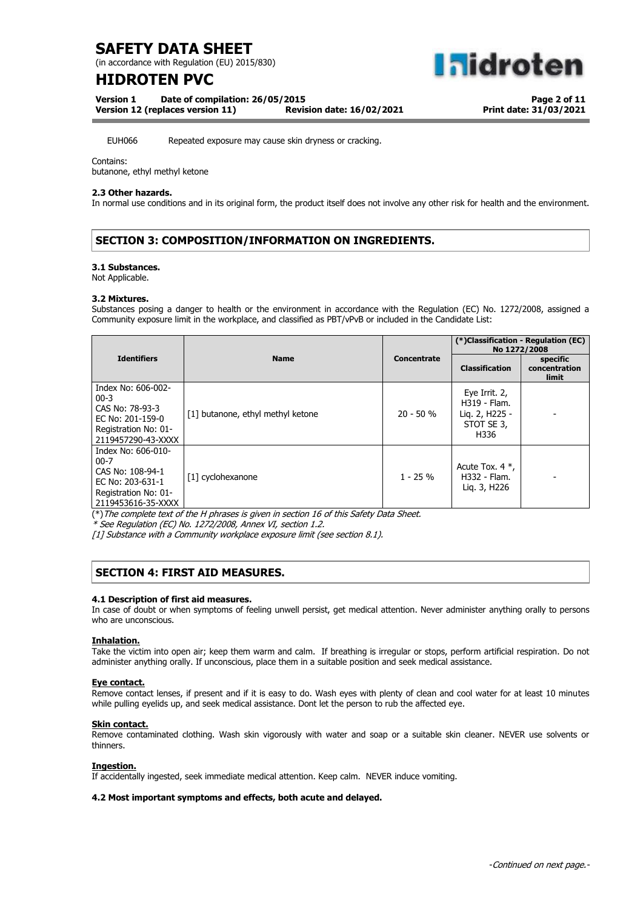EUH066 Repeated exposure may cause skin dryness or cracking.

Contains:
butanone, ethyl methyl ketone

**2.3 Other hazards.**
In normal use conditions and in its original form, the product itself does not involve any other risk for health and the environment.

## SECTION 3: COMPOSITION/INFORMATION ON INGREDIENTS.

**3.1 Substances.**
Not Applicable.

**3.2 Mixtures.**
Substances posing a danger to health or the environment in accordance with the Regulation (EC) No. 1272/2008, assigned a Community exposure limit in the workplace, and classified as PBT/vPvB or included in the Candidate List:

| Identifiers | Name | Concentrate | (*)Classification - Regulation (EC) No 1272/2008 | |
|---|---|---|---|---|
| | | | Classification | specific concentration limit |
| Index No: 606-002-00-3 CAS No: 78-93-3 EC No: 201-159-0 Registration No: 01-2119457290-43-XXXX | [1] butanone, ethyl methyl ketone | 20 - 50 % | Eye Irrit. 2, H319 - Flam. Liq. 2, H225 - STOT SE 3, H336 | - |
| Index No: 606-010-00-7 CAS No: 108-94-1 EC No: 203-631-1 Registration No: 01-2119453616-35-XXXX | [1] cyclohexanone | 1 - 25 % | Acute Tox. 4 *, H332 - Flam. Liq. 3, H226 | - |

(*)*The complete text of the H phrases is given in section 16 of this Safety Data Sheet.*
*\* See Regulation (EC) No. 1272/2008, Annex VI, section 1.2.*
*[1] Substance with a Community workplace exposure limit (see section 8.1).*

## SECTION 4: FIRST AID MEASURES.

**4.1 Description of first aid measures.**
In case of doubt or when symptoms of feeling unwell persist, get medical attention. Never administer anything orally to persons who are unconscious.

**Inhalation.**
Take the victim into open air; keep them warm and calm. If breathing is irregular or stops, perform artificial respiration. Do not administer anything orally. If unconscious, place them in a suitable position and seek medical assistance.

**Eye contact.**
Remove contact lenses, if present and if it is easy to do. Wash eyes with plenty of clean and cool water for at least 10 minutes while pulling eyelids up, and seek medical assistance. Dont let the person to rub the affected eye.

**Skin contact.**
Remove contaminated clothing. Wash skin vigorously with water and soap or a suitable skin cleaner. NEVER use solvents or thinners.

**Ingestion.**
If accidentally ingested, seek immediate medical attention. Keep calm. NEVER induce vomiting.

**4.2 Most important symptoms and effects, both acute and delayed.**

*-Continued on next page.-*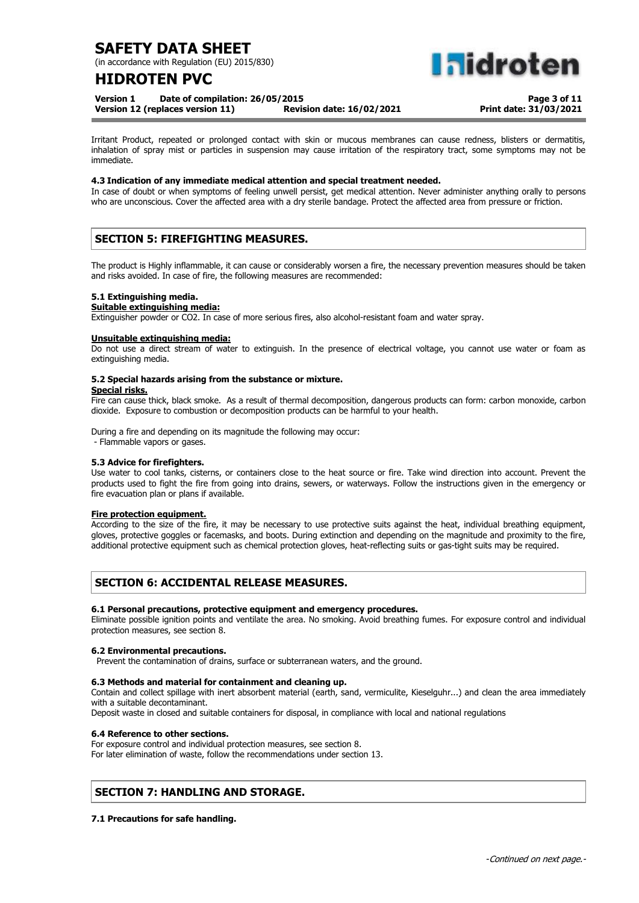Irritant Product, repeated or prolonged contact with skin or mucous membranes can cause redness, blisters or dermatitis, inhalation of spray mist or particles in suspension may cause irritation of the respiratory tract, some symptoms may not be immediate.

**4.3 Indication of any immediate medical attention and special treatment needed.**

In case of doubt or when symptoms of feeling unwell persist, get medical attention. Never administer anything orally to persons who are unconscious. Cover the affected area with a dry sterile bandage. Protect the affected area from pressure or friction.

## SECTION 5: FIREFIGHTING MEASURES.

The product is Highly inflammable, it can cause or considerably worsen a fire, the necessary prevention measures should be taken and risks avoided. In case of fire, the following measures are recommended:

**5.1 Extinguishing media.**

**Suitable extinguishing media:**

Extinguisher powder or $CO_2$. In case of more serious fires, also alcohol-resistant foam and water spray.

**Unsuitable extinguishing media:**

Do not use a direct stream of water to extinguish. In the presence of electrical voltage, you cannot use water or foam as extinguishing media.

**5.2 Special hazards arising from the substance or mixture.**

**Special risks.**

Fire can cause thick, black smoke. As a result of thermal decomposition, dangerous products can form: carbon monoxide, carbon dioxide. Exposure to combustion or decomposition products can be harmful to your health.

During a fire and depending on its magnitude the following may occur:

- Flammable vapors or gases.

**5.3 Advice for firefighters.**

Use water to cool tanks, cisterns, or containers close to the heat source or fire. Take wind direction into account. Prevent the products used to fight the fire from going into drains, sewers, or waterways. Follow the instructions given in the emergency or fire evacuation plan or plans if available.

**Fire protection equipment.**

According to the size of the fire, it may be necessary to use protective suits against the heat, individual breathing equipment, gloves, protective goggles or facemasks, and boots. During extinction and depending on the magnitude and proximity to the fire, additional protective equipment such as chemical protection gloves, heat-reflecting suits or gas-tight suits may be required.

## SECTION 6: ACCIDENTAL RELEASE MEASURES.

**6.1 Personal precautions, protective equipment and emergency procedures.**

Eliminate possible ignition points and ventilate the area. No smoking. Avoid breathing fumes. For exposure control and individual protection measures, see section 8.

**6.2 Environmental precautions.**

Prevent the contamination of drains, surface or subterranean waters, and the ground.

**6.3 Methods and material for containment and cleaning up.**

Contain and collect spillage with inert absorbent material (earth, sand, vermiculite, Kieselguhr...) and clean the area immediately with a suitable decontaminant.

Deposit waste in closed and suitable containers for disposal, in compliance with local and national regulations

**6.4 Reference to other sections.**

For exposure control and individual protection measures, see section 8.

For later elimination of waste, follow the recommendations under section 13.

## SECTION 7: HANDLING AND STORAGE.

**7.1 Precautions for safe handling.**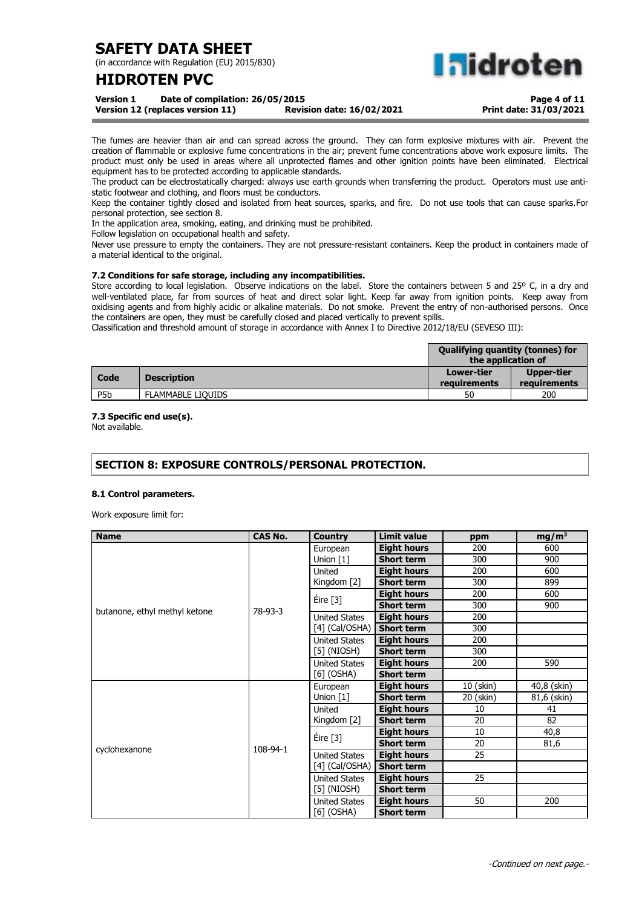The fumes are heavier than air and can spread across the ground. They can form explosive mixtures with air. Prevent the creation of flammable or explosive fume concentrations in the air; prevent fume concentrations above work exposure limits. The product must only be used in areas where all unprotected flames and other ignition points have been eliminated. Electrical equipment has to be protected according to applicable standards.

The product can be electrostatically charged: always use earth grounds when transferring the product. Operators must use anti-static footwear and clothing, and floors must be conductors.

Keep the container tightly closed and isolated from heat sources, sparks, and fire. Do not use tools that can cause sparks.For personal protection, see section 8.

In the application area, smoking, eating, and drinking must be prohibited.

Follow legislation on occupational health and safety.

Never use pressure to empty the containers. They are not pressure-resistant containers. Keep the product in containers made of a material identical to the original.

#### 7.2 Conditions for safe storage, including any incompatibilities.

Store according to local legislation. Observe indications on the label. Store the containers between 5 and 25º C, in a dry and well-ventilated place, far from sources of heat and direct solar light. Keep far away from ignition points. Keep away from oxidising agents and from highly acidic or alkaline materials. Do not smoke. Prevent the entry of non-authorised persons. Once the containers are open, they must be carefully closed and placed vertically to prevent spills.

Classification and threshold amount of storage in accordance with Annex I to Directive 2012/18/EU (SEVESO III):

| | | Qualifying quantity (tonnes) for the application of | |
|---|---|---|---|
| **Code** | **Description** | **Lower-tier requirements** | **Upper-tier requirements** |
| P5b | FLAMMABLE LIQUIDS | 50 | 200 |

#### 7.3 Specific end use(s).

Not available.

## SECTION 8: EXPOSURE CONTROLS/PERSONAL PROTECTION.

#### 8.1 Control parameters.

Work exposure limit for:

| Name | CAS No. | Country | Limit value | ppm | mg/m³ |
|---|---|---|---|---|---|
| butanone, ethyl methyl ketone | 78-93-3 | European Union [1] | Eight hours | 200 | 600 |
| | | | Short term | 300 | 900 |
| | | United Kingdom [2] | Eight hours | 200 | 600 |
| | | | Short term | 300 | 899 |
| | | Éire [3] | Eight hours | 200 | 600 |
| | | | Short term | 300 | 900 |
| | | United States [4] (Cal/OSHA) | Eight hours | 200 | |
| | | | Short term | 300 | |
| | | United States [5] (NIOSH) | Eight hours | 200 | |
| | | | Short term | 300 | |
| | | United States [6] (OSHA) | Eight hours | 200 | 590 |
| | | | Short term | | |
| cyclohexanone | 108-94-1 | European Union [1] | Eight hours | 10 (skin) | 40,8 (skin) |
| | | | Short term | 20 (skin) | 81,6 (skin) |
| | | United Kingdom [2] | Eight hours | 10 | 41 |
| | | | Short term | 20 | 82 |
| | | Éire [3] | Eight hours | 10 | 40,8 |
| | | | Short term | 20 | 81,6 |
| | | United States [4] (Cal/OSHA) | Eight hours | 25 | |
| | | | Short term | | |
| | | United States [5] (NIOSH) | Eight hours | 25 | |
| | | | Short term | | |
| | | United States [6] (OSHA) | Eight hours | 50 | 200 |
| | | | Short term | | |

*-Continued on next page.-*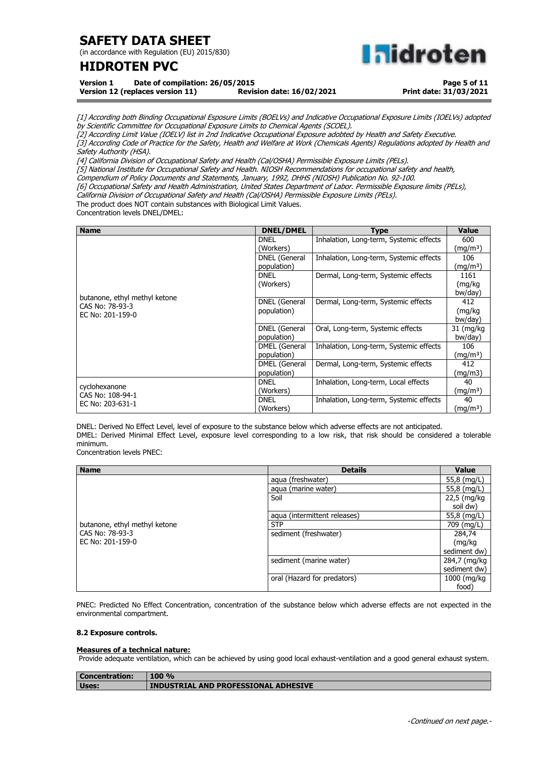*[1] According both Binding Occupational Esposure Limits (BOELVs) and Indicative Occupational Exposure Limits (IOELVs) adopted by Scientific Committee for Occupational Exposure Limits to Chemical Agents (SCOEL).*
*[2] According Limit Value (IOELV) list in 2nd Indicative Occupational Exposure adobted by Health and Safety Executive.*
*[3] According Code of Practice for the Safety, Health and Welfare at Work (Chemicals Agents) Regulations adopted by Health and Safety Authority (HSA).*
*[4] California Division of Occupational Safety and Health (Cal/OSHA) Permissible Exposure Limits (PELs).*
*[5] National Institute for Occupational Safety and Health. NIOSH Recommendations for occupational safety and health, Compendium of Policy Documents and Statements, January, 1992, DHHS (NIOSH) Publication No. 92-100.*
*[6] Occupational Safety and Health Administration, United States Department of Labor. Permissible Exposure limits (PELs), California Division of Occupational Safety and Health (Cal/OSHA) Permissible Exposure Limits (PELs).*

The product does NOT contain substances with Biological Limit Values.
Concentration levels DNEL/DMEL:

| Name | DNEL/DMEL | Type | Value |
|---|---|---|---|
| butanone, ethyl methyl ketone<br>CAS No: 78-93-3<br>EC No: 201-159-0 | DNEL (Workers) | Inhalation, Long-term, Systemic effects | 600 (mg/m³) |
| | DNEL (General population) | Inhalation, Long-term, Systemic effects | 106 (mg/m³) |
| | DNEL (Workers) | Dermal, Long-term, Systemic effects | 1161 (mg/kg bw/day) |
| | DNEL (General population) | Dermal, Long-term, Systemic effects | 412 (mg/kg bw/day) |
| | DNEL (General population) | Oral, Long-term, Systemic effects | 31 (mg/kg bw/day) |
| | DMEL (General population) | Inhalation, Long-term, Systemic effects | 106 (mg/m³) |
| | DMEL (General population) | Dermal, Long-term, Systemic effects | 412 (mg/m3) |
| cyclohexanone<br>CAS No: 108-94-1<br>EC No: 203-631-1 | DNEL (Workers) | Inhalation, Long-term, Local effects | 40 (mg/m³) |
| | DNEL (Workers) | Inhalation, Long-term, Systemic effects | 40 (mg/m³) |

DNEL: Derived No Effect Level, level of exposure to the substance below which adverse effects are not anticipated.
DMEL: Derived Minimal Effect Level, exposure level corresponding to a low risk, that risk should be considered a tolerable minimum.
Concentration levels PNEC:

| Name | Details | Value |
|---|---|---|
| butanone, ethyl methyl ketone<br>CAS No: 78-93-3<br>EC No: 201-159-0 | aqua (freshwater) | 55,8 (mg/L) |
| | aqua (marine water) | 55,8 (mg/L) |
| | Soil | 22,5 (mg/kg soil dw) |
| | aqua (intermittent releases) | 55,8 (mg/L) |
| | STP | 709 (mg/L) |
| | sediment (freshwater) | 284,74 (mg/kg sediment dw) |
| | sediment (marine water) | 284,7 (mg/kg sediment dw) |
| | oral (Hazard for predators) | 1000 (mg/kg food) |

PNEC: Predicted No Effect Concentration, concentration of the substance below which adverse effects are not expected in the environmental compartment.

**8.2 Exposure controls.**

**Measures of a technical nature:**

Provide adequate ventilation, which can be achieved by using good local exhaust-ventilation and a good general exhaust system.

| Concentration: | 100 % |
|---|---|
| **Uses:** | **INDUSTRIAL AND PROFESSIONAL ADHESIVE** |

*-Continued on next page.-*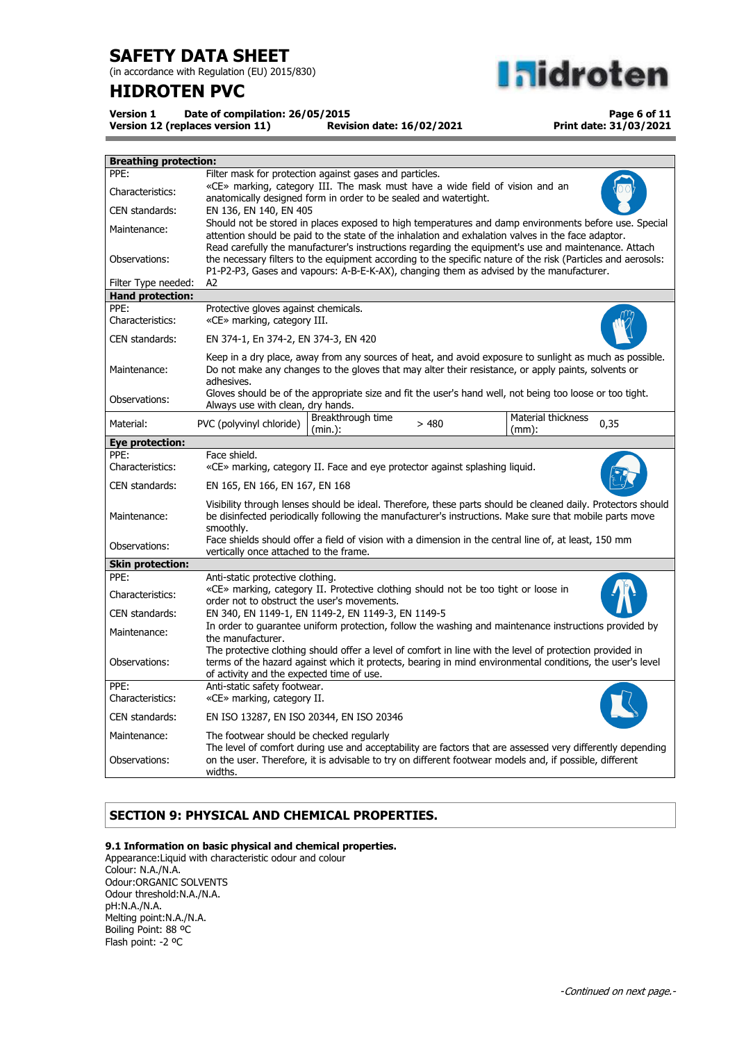| **Breathing protection:** | |
|---|---|
| PPE: | Filter mask for protection against gases and particles. |
| Characteristics: | «CE» marking, category III. The mask must have a wide field of vision and an anatomically designed form in order to be sealed and watertight. |
| CEN standards: | EN 136, EN 140, EN 405 |
| Maintenance: | Should not be stored in places exposed to high temperatures and damp environments before use. Special attention should be paid to the state of the inhalation and exhalation valves in the face adaptor. |
| Observations: | Read carefully the manufacturer's instructions regarding the equipment's use and maintenance. Attach the necessary filters to the equipment according to the specific nature of the risk (Particles and aerosols: P1-P2-P3, Gases and vapours: A-B-E-K-AX), changing them as advised by the manufacturer. |
| Filter Type needed: | A2 |

| **Hand protection:** | | | | | |
|---|---|---|---|---|---|
| PPE: | Protective gloves against chemicals. | | | | |
| Characteristics: | «CE» marking, category III. | | | | |
| CEN standards: | EN 374-1, En 374-2, EN 374-3, EN 420 | | | | |
| Maintenance: | Keep in a dry place, away from any sources of heat, and avoid exposure to sunlight as much as possible. Do not make any changes to the gloves that may alter their resistance, or apply paints, solvents or adhesives. | | | | |
| Observations: | Gloves should be of the appropriate size and fit the user's hand well, not being too loose or too tight. Always use with clean, dry hands. | | | | |
| Material: | PVC (polyvinyl chloride) | Breakthrough time (min.): | > 480 | Material thickness (mm): | 0,35 |

| **Eye protection:** | |
|---|---|
| PPE: | Face shield. |
| Characteristics: | «CE» marking, category II. Face and eye protector against splashing liquid. |
| CEN standards: | EN 165, EN 166, EN 167, EN 168 |
| Maintenance: | Visibility through lenses should be ideal. Therefore, these parts should be cleaned daily. Protectors should be disinfected periodically following the manufacturer's instructions. Make sure that mobile parts move smoothly. |
| Observations: | Face shields should offer a field of vision with a dimension in the central line of, at least, 150 mm vertically once attached to the frame. |

| **Skin protection:** | |
|---|---|
| PPE: | Anti-static protective clothing. |
| Characteristics: | «CE» marking, category II. Protective clothing should not be too tight or loose in order not to obstruct the user's movements. |
| CEN standards: | EN 340, EN 1149-1, EN 1149-2, EN 1149-3, EN 1149-5 |
| Maintenance: | In order to guarantee uniform protection, follow the washing and maintenance instructions provided by the manufacturer. |
| Observations: | The protective clothing should offer a level of comfort in line with the level of protection provided in terms of the hazard against which it protects, bearing in mind environmental conditions, the user's level of activity and the expected time of use. |
| PPE: | Anti-static safety footwear. |
| Characteristics: | «CE» marking, category II. |
| CEN standards: | EN ISO 13287, EN ISO 20344, EN ISO 20346 |
| Maintenance: | The footwear should be checked regularly |
| Observations: | The level of comfort during use and acceptability are factors that are assessed very differently depending on the user. Therefore, it is advisable to try on different footwear models and, if possible, different widths. |

## SECTION 9: PHYSICAL AND CHEMICAL PROPERTIES.

**9.1 Information on basic physical and chemical properties.**

Appearance:Liquid with characteristic odour and colour
Colour: N.A./N.A.
Odour:ORGANIC SOLVENTS
Odour threshold:N.A./N.A.
pH:N.A./N.A.
Melting point:N.A./N.A.
Boiling Point: 88 ºC
Flash point: -2 ºC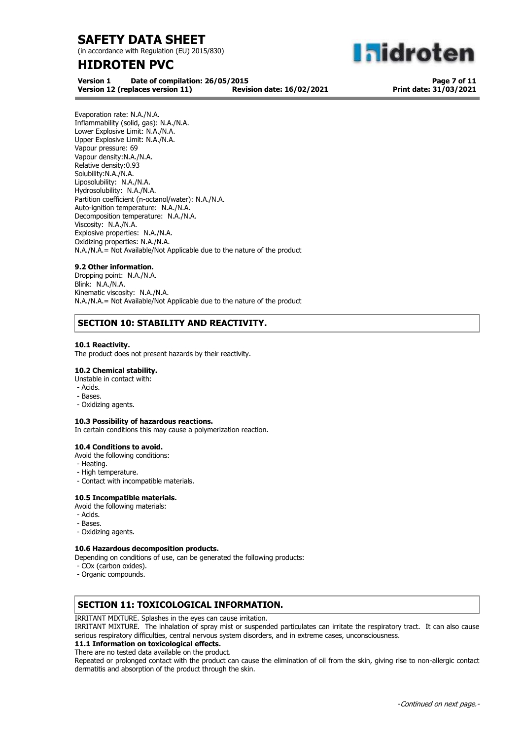Evaporation rate: N.A./N.A.
Inflammability (solid, gas): N.A./N.A.
Lower Explosive Limit: N.A./N.A.
Upper Explosive Limit: N.A./N.A.
Vapour pressure: 69
Vapour density:N.A./N.A.
Relative density:0.93
Solubility:N.A./N.A.
Liposolubility: N.A./N.A.
Hydrosolubility: N.A./N.A.
Partition coefficient (n-octanol/water): N.A./N.A.
Auto-ignition temperature: N.A./N.A.
Decomposition temperature: N.A./N.A.
Viscosity: N.A./N.A.
Explosive properties: N.A./N.A.
Oxidizing properties: N.A./N.A.
N.A./N.A.= Not Available/Not Applicable due to the nature of the product

**9.2 Other information.**

Dropping point: N.A./N.A.
Blink: N.A./N.A.
Kinematic viscosity: N.A./N.A.
N.A./N.A.= Not Available/Not Applicable due to the nature of the product

## SECTION 10: STABILITY AND REACTIVITY.

**10.1 Reactivity.**

The product does not present hazards by their reactivity.

**10.2 Chemical stability.**

Unstable in contact with:
- Acids.
- Bases.
- Oxidizing agents.

**10.3 Possibility of hazardous reactions.**

In certain conditions this may cause a polymerization reaction.

**10.4 Conditions to avoid.**

Avoid the following conditions:
- Heating.
- High temperature.
- Contact with incompatible materials.

**10.5 Incompatible materials.**

Avoid the following materials:
- Acids.
- Bases.
- Oxidizing agents.

**10.6 Hazardous decomposition products.**

Depending on conditions of use, can be generated the following products:
- COx (carbon oxides).
- Organic compounds.

## SECTION 11: TOXICOLOGICAL INFORMATION.

IRRITANT MIXTURE. Splashes in the eyes can cause irritation.
IRRITANT MIXTURE. The inhalation of spray mist or suspended particulates can irritate the respiratory tract. It can also cause serious respiratory difficulties, central nervous system disorders, and in extreme cases, unconsciousness.

**11.1 Information on toxicological effects.**

There are no tested data available on the product.
Repeated or prolonged contact with the product can cause the elimination of oil from the skin, giving rise to non-allergic contact dermatitis and absorption of the product through the skin.

*-Continued on next page.-*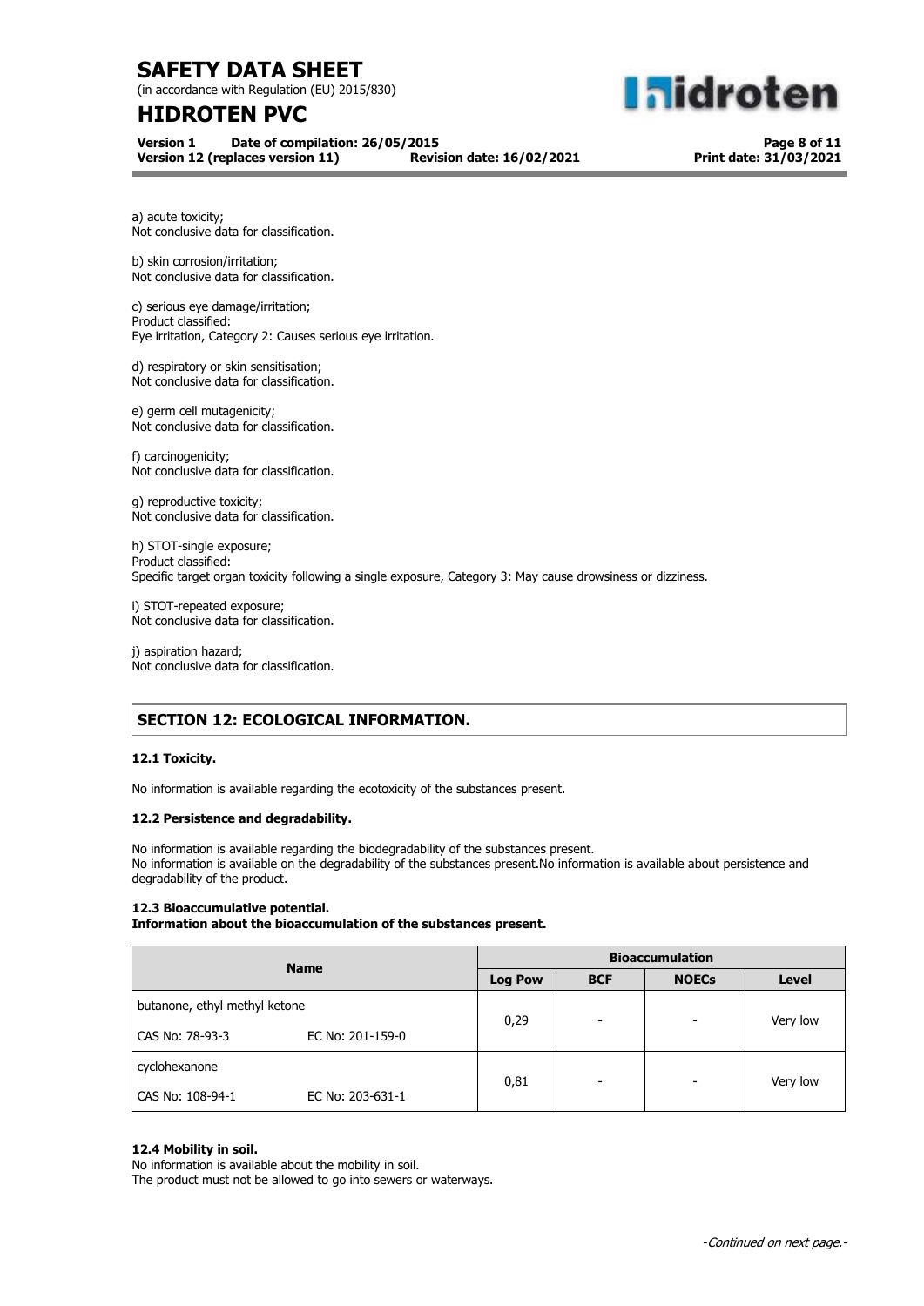a) acute toxicity;
Not conclusive data for classification.

b) skin corrosion/irritation;
Not conclusive data for classification.

c) serious eye damage/irritation;
Product classified:
Eye irritation, Category 2: Causes serious eye irritation.

d) respiratory or skin sensitisation;
Not conclusive data for classification.

e) germ cell mutagenicity;
Not conclusive data for classification.

f) carcinogenicity;
Not conclusive data for classification.

g) reproductive toxicity;
Not conclusive data for classification.

h) STOT-single exposure;
Product classified:
Specific target organ toxicity following a single exposure, Category 3: May cause drowsiness or dizziness.

i) STOT-repeated exposure;
Not conclusive data for classification.

j) aspiration hazard;
Not conclusive data for classification.

## SECTION 12: ECOLOGICAL INFORMATION.

### 12.1 Toxicity.

No information is available regarding the ecotoxicity of the substances present.

### 12.2 Persistence and degradability.

No information is available regarding the biodegradability of the substances present.
No information is available on the degradability of the substances present.No information is available about persistence and degradability of the product.

### 12.3 Bioaccumulative potential.

**Information about the bioaccumulation of the substances present.**

| Name | | Bioaccumulation | | | |
|---|---|---|---|---|---|
| | | Log Pow | BCF | NOECs | Level |
| butanone, ethyl methyl ketone<br>CAS No: 78-93-3 | EC No: 201-159-0 | 0,29 | - | - | Very low |
| cyclohexanone<br>CAS No: 108-94-1 | EC No: 203-631-1 | 0,81 | - | - | Very low |

### 12.4 Mobility in soil.

No information is available about the mobility in soil.
The product must not be allowed to go into sewers or waterways.

*-Continued on next page.-*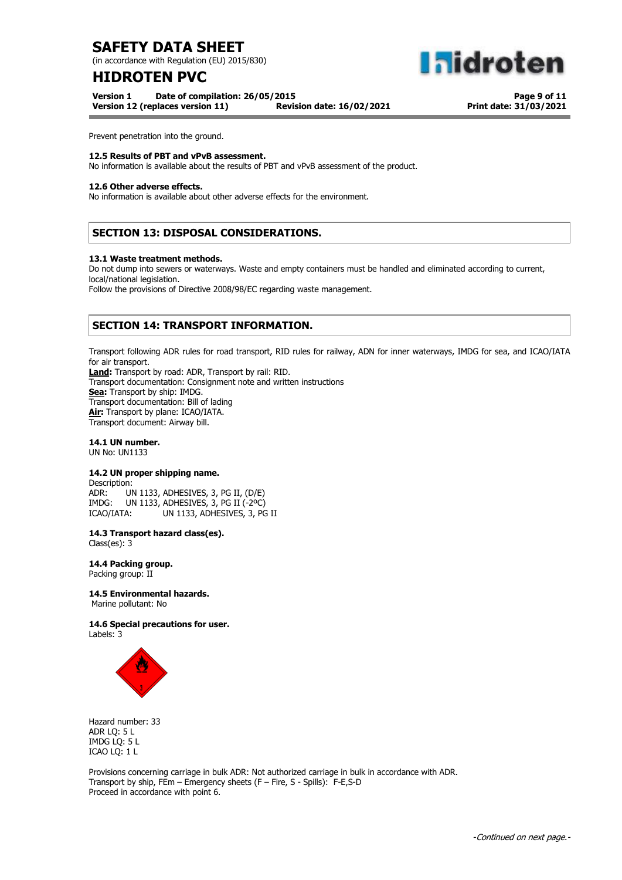Prevent penetration into the ground.

**12.5 Results of PBT and vPvB assessment.**

No information is available about the results of PBT and vPvB assessment of the product.

**12.6 Other adverse effects.**

No information is available about other adverse effects for the environment.

## SECTION 13: DISPOSAL CONSIDERATIONS.

**13.1 Waste treatment methods.**

Do not dump into sewers or waterways. Waste and empty containers must be handled and eliminated according to current, local/national legislation.

Follow the provisions of Directive 2008/98/EC regarding waste management.

## SECTION 14: TRANSPORT INFORMATION.

Transport following ADR rules for road transport, RID rules for railway, ADN for inner waterways, IMDG for sea, and ICAO/IATA for air transport.

**Land:** Transport by road: ADR, Transport by rail: RID.
Transport documentation: Consignment note and written instructions
**Sea:** Transport by ship: IMDG.
Transport documentation: Bill of lading
**Air:** Transport by plane: ICAO/IATA.
Transport document: Airway bill.

**14.1 UN number.**

UN No: UN1133

**14.2 UN proper shipping name.**

Description:
ADR: UN 1133, ADHESIVES, 3, PG II, (D/E)
IMDG: UN 1133, ADHESIVES, 3, PG II (-2ºC)
ICAO/IATA: UN 1133, ADHESIVES, 3, PG II

**14.3 Transport hazard class(es).**

Class(es): 3

**14.4 Packing group.**

Packing group: II

**14.5 Environmental hazards.**

Marine pollutant: No

**14.6 Special precautions for user.**

Labels: 3

Hazard number: 33
ADR LQ: 5 L
IMDG LQ: 5 L
ICAO LQ: 1 L

Provisions concerning carriage in bulk ADR: Not authorized carriage in bulk in accordance with ADR.
Transport by ship, FEm – Emergency sheets (F – Fire, S - Spills): F-E,S-D
Proceed in accordance with point 6.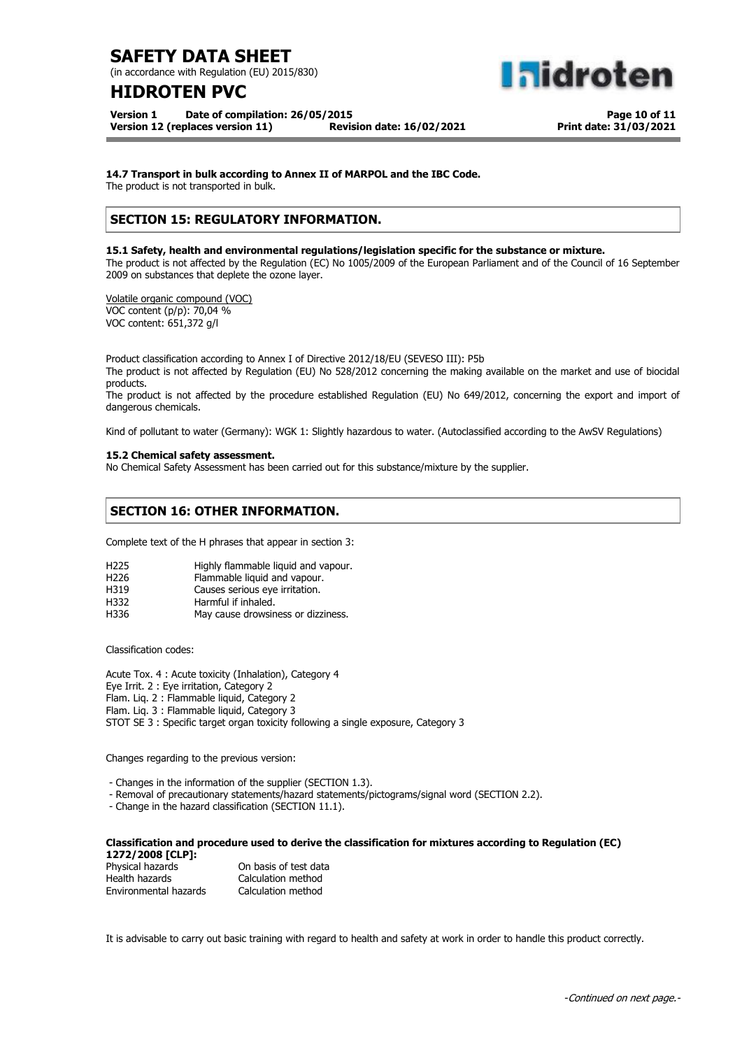**14.7 Transport in bulk according to Annex II of MARPOL and the IBC Code.**
The product is not transported in bulk.

## SECTION 15: REGULATORY INFORMATION.

**15.1 Safety, health and environmental regulations/legislation specific for the substance or mixture.**
The product is not affected by the Regulation (EC) No 1005/2009 of the European Parliament and of the Council of 16 September 2009 on substances that deplete the ozone layer.

Volatile organic compound (VOC)
VOC content (p/p): 70,04 %
VOC content: 651,372 g/l

Product classification according to Annex I of Directive 2012/18/EU (SEVESO III): P5b
The product is not affected by Regulation (EU) No 528/2012 concerning the making available on the market and use of biocidal products.
The product is not affected by the procedure established Regulation (EU) No 649/2012, concerning the export and import of dangerous chemicals.

Kind of pollutant to water (Germany): WGK 1: Slightly hazardous to water. (Autoclassified according to the AwSV Regulations)

**15.2 Chemical safety assessment.**
No Chemical Safety Assessment has been carried out for this substance/mixture by the supplier.

## SECTION 16: OTHER INFORMATION.

Complete text of the H phrases that appear in section 3:

| | |
|---|---|
| H225 | Highly flammable liquid and vapour. |
| H226 | Flammable liquid and vapour. |
| H319 | Causes serious eye irritation. |
| H332 | Harmful if inhaled. |
| H336 | May cause drowsiness or dizziness. |

Classification codes:

Acute Tox. 4 : Acute toxicity (Inhalation), Category 4
Eye Irrit. 2 : Eye irritation, Category 2
Flam. Liq. 2 : Flammable liquid, Category 2
Flam. Liq. 3 : Flammable liquid, Category 3
STOT SE 3 : Specific target organ toxicity following a single exposure, Category 3

Changes regarding to the previous version:

- Changes in the information of the supplier (SECTION 1.3).
- Removal of precautionary statements/hazard statements/pictograms/signal word (SECTION 2.2).
- Change in the hazard classification (SECTION 11.1).

**Classification and procedure used to derive the classification for mixtures according to Regulation (EC) 1272/2008 [CLP]:**

| | |
|---|---|
| Physical hazards | On basis of test data |
| Health hazards | Calculation method |
| Environmental hazards | Calculation method |

It is advisable to carry out basic training with regard to health and safety at work in order to handle this product correctly.

*-Continued on next page.-*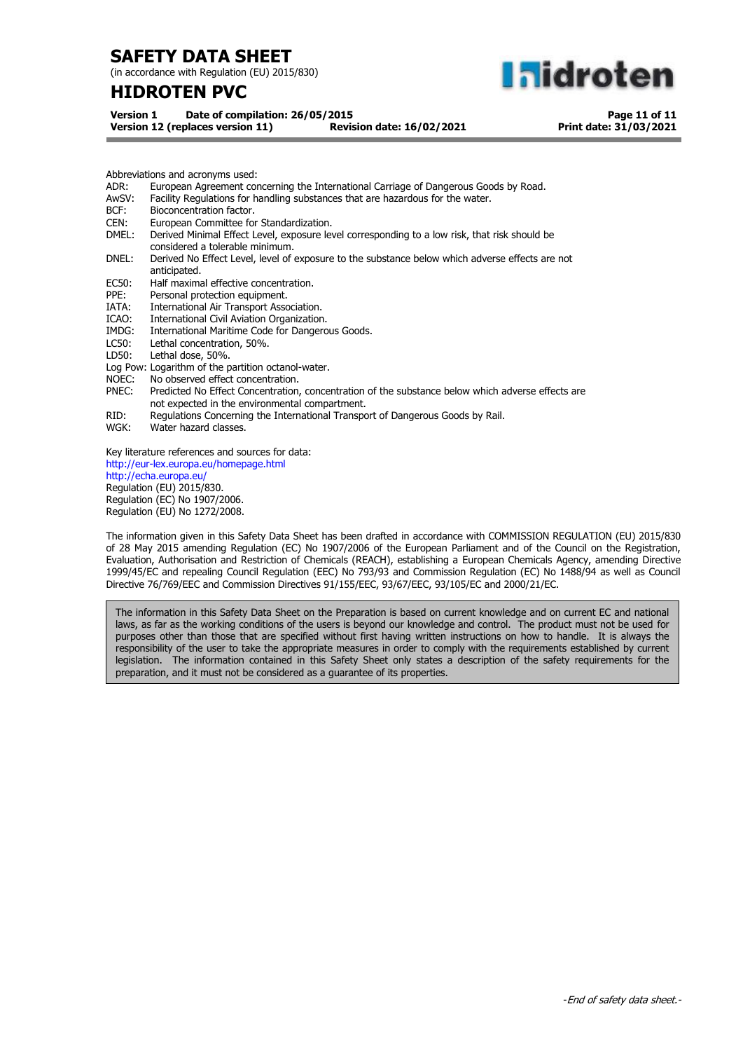Abbreviations and acronyms used:

- ADR: European Agreement concerning the International Carriage of Dangerous Goods by Road.
- AwSV: Facility Regulations for handling substances that are hazardous for the water.
- BCF: Bioconcentration factor.
- CEN: European Committee for Standardization.
- DMEL: Derived Minimal Effect Level, exposure level corresponding to a low risk, that risk should be considered a tolerable minimum.
- DNEL: Derived No Effect Level, level of exposure to the substance below which adverse effects are not anticipated.
- EC50: Half maximal effective concentration.
- PPE: Personal protection equipment.
- IATA: International Air Transport Association.
- ICAO: International Civil Aviation Organization.
- IMDG: International Maritime Code for Dangerous Goods.
- LC50: Lethal concentration, 50%.
- LD50: Lethal dose, 50%.
- Log Pow: Logarithm of the partition octanol-water.
- NOEC: No observed effect concentration.
- PNEC: Predicted No Effect Concentration, concentration of the substance below which adverse effects are not expected in the environmental compartment.
- RID: Regulations Concerning the International Transport of Dangerous Goods by Rail.
- WGK: Water hazard classes.

Key literature references and sources for data:
http://eur-lex.europa.eu/homepage.html
http://echa.europa.eu/
Regulation (EU) 2015/830.
Regulation (EC) No 1907/2006.
Regulation (EU) No 1272/2008.

The information given in this Safety Data Sheet has been drafted in accordance with COMMISSION REGULATION (EU) 2015/830 of 28 May 2015 amending Regulation (EC) No 1907/2006 of the European Parliament and of the Council on the Registration, Evaluation, Authorisation and Restriction of Chemicals (REACH), establishing a European Chemicals Agency, amending Directive 1999/45/EC and repealing Council Regulation (EEC) No 793/93 and Commission Regulation (EC) No 1488/94 as well as Council Directive 76/769/EEC and Commission Directives 91/155/EEC, 93/67/EEC, 93/105/EC and 2000/21/EC.

The information in this Safety Data Sheet on the Preparation is based on current knowledge and on current EC and national laws, as far as the working conditions of the users is beyond our knowledge and control. The product must not be used for purposes other than those that are specified without first having written instructions on how to handle. It is always the responsibility of the user to take the appropriate measures in order to comply with the requirements established by current legislation. The information contained in this Safety Sheet only states a description of the safety requirements for the preparation, and it must not be considered as a guarantee of its properties.

*-End of safety data sheet.-*